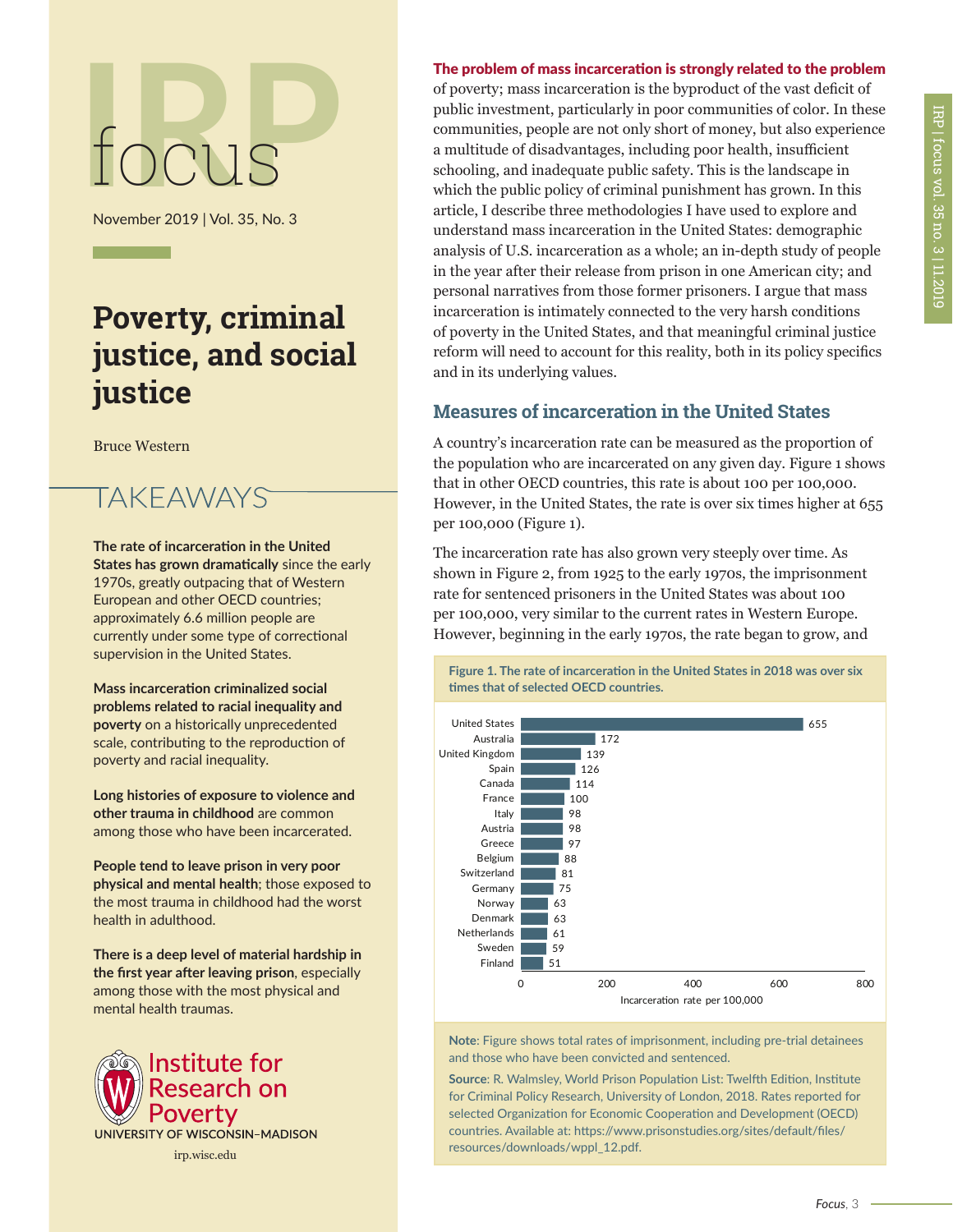# focus

November 2019 | Vol. 35, No. 3

# Poverty, criminal justice, and social justice

Bruce Western

## TAKEAWAYS

**The rate of incarceration in the United States has grown dramatically** since the early 1970s, greatly outpacing that of Western European and other OECD countries; approximately 6.6 million people are currently under some type of correctional supervision in the United States.

**Mass incarceration criminalized social problems related to racial inequality and poverty** on a historically unprecedented scale, contributing to the reproduction of poverty and racial inequality.

**Long histories of exposure to violence and other trauma in childhood** are common among those who have been incarcerated.

**People tend to leave prison in very poor physical and mental health**; those exposed to the most trauma in childhood had the worst health in adulthood.

**There is a deep level of material hardship in the first year after leaving prison**, especially among those with the most physical and mental health traumas.

Institute for Research on Poverty
UNIVERSITY OF WISCONSIN–MADISON
irp.wisc.edu

**The problem of mass incarceration is strongly related to the problem** of poverty; mass incarceration is the byproduct of the vast deficit of public investment, particularly in poor communities of color. In these communities, people are not only short of money, but also experience a multitude of disadvantages, including poor health, insufficient schooling, and inadequate public safety. This is the landscape in which the public policy of criminal punishment has grown. In this article, I describe three methodologies I have used to explore and understand mass incarceration in the United States: demographic analysis of U.S. incarceration as a whole; an in-depth study of people in the year after their release from prison in one American city; and personal narratives from those former prisoners. I argue that mass incarceration is intimately connected to the very harsh conditions of poverty in the United States, and that meaningful criminal justice reform will need to account for this reality, both in its policy specifics and in its underlying values.

## Measures of incarceration in the United States

A country's incarceration rate can be measured as the proportion of the population who are incarcerated on any given day. Figure 1 shows that in other OECD countries, this rate is about 100 per 100,000. However, in the United States, the rate is over six times higher at 655 per 100,000 (Figure 1).

The incarceration rate has also grown very steeply over time. As shown in Figure 2, from 1925 to the early 1970s, the imprisonment rate for sentenced prisoners in the United States was about 100 per 100,000, very similar to the current rates in Western Europe. However, beginning in the early 1970s, the rate began to grow, and

**Figure 1. The rate of incarceration in the United States in 2018 was over six times that of selected OECD countries.**

| Country | Incarceration rate per 100,000 |
|---|---|
| United States | 655 |
| Australia | 172 |
| United Kingdom | 139 |
| Spain | 126 |
| Canada | 114 |
| France | 100 |
| Italy | 98 |
| Austria | 98 |
| Greece | 97 |
| Belgium | 88 |
| Switzerland | 81 |
| Germany | 75 |
| Norway | 63 |
| Denmark | 63 |
| Netherlands | 61 |
| Sweden | 59 |
| Finland | 51 |

**Note**: Figure shows total rates of imprisonment, including pre-trial detainees and those who have been convicted and sentenced.

**Source**: R. Walmsley, World Prison Population List: Twelfth Edition, Institute for Criminal Policy Research, University of London, 2018. Rates reported for selected Organization for Economic Cooperation and Development (OECD) countries. Available at: https://www.prisonstudies.org/sites/default/files/resources/downloads/wppl_12.pdf.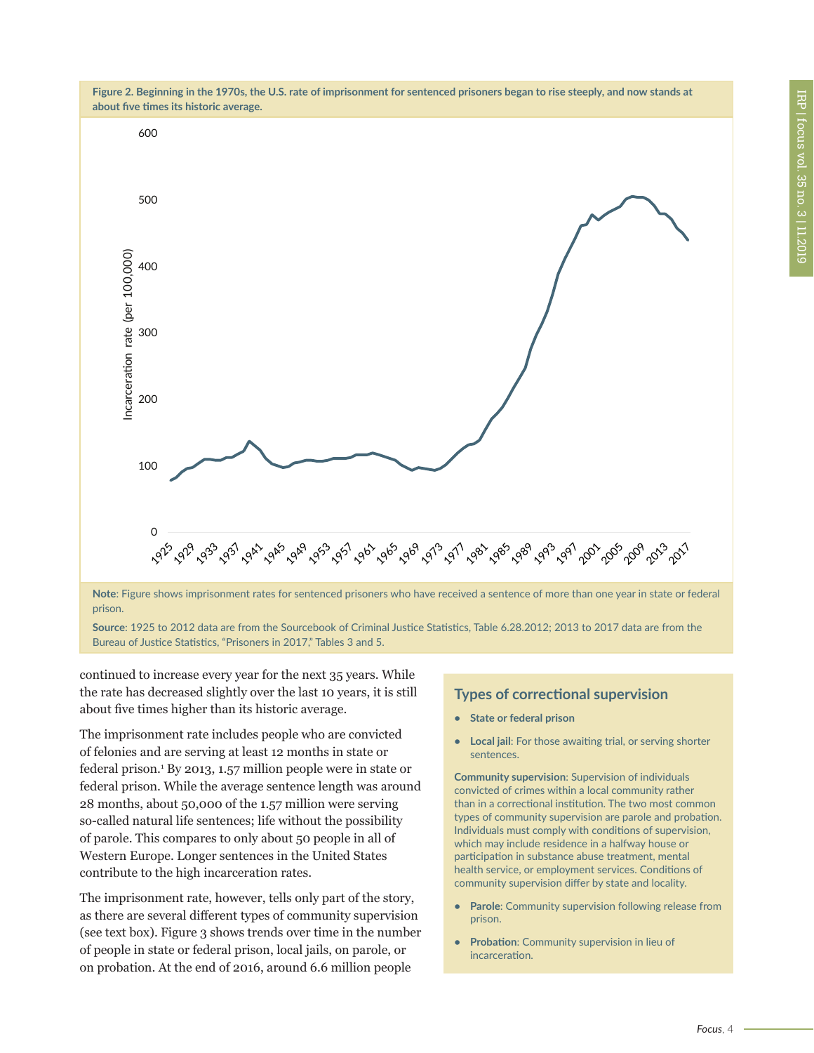**Figure 2. Beginning in the 1970s, the U.S. rate of imprisonment for sentenced prisoners began to rise steeply, and now stands at about five times its historic average.**

**Note**: Figure shows imprisonment rates for sentenced prisoners who have received a sentence of more than one year in state or federal prison.

**Source**: 1925 to 2012 data are from the Sourcebook of Criminal Justice Statistics, Table 6.28.2012; 2013 to 2017 data are from the Bureau of Justice Statistics, "Prisoners in 2017," Tables 3 and 5.

continued to increase every year for the next 35 years. While the rate has decreased slightly over the last 10 years, it is still about five times higher than its historic average.

The imprisonment rate includes people who are convicted of felonies and are serving at least 12 months in state or federal prison.[1] By 2013, 1.57 million people were in state or federal prison. While the average sentence length was around 28 months, about 50,000 of the 1.57 million were serving so-called natural life sentences; life without the possibility of parole. This compares to only about 50 people in all of Western Europe. Longer sentences in the United States contribute to the high incarceration rates.

The imprisonment rate, however, tells only part of the story, as there are several different types of community supervision (see text box). Figure 3 shows trends over time in the number of people in state or federal prison, local jails, on parole, or on probation. At the end of 2016, around 6.6 million people

## Types of correctional supervision

- **State or federal prison**
- **Local jail**: For those awaiting trial, or serving shorter sentences.

**Community supervision**: Supervision of individuals convicted of crimes within a local community rather than in a correctional institution. The two most common types of community supervision are parole and probation. Individuals must comply with conditions of supervision, which may include residence in a halfway house or participation in substance abuse treatment, mental health service, or employment services. Conditions of community supervision differ by state and locality.

- **Parole**: Community supervision following release from prison.
- **Probation**: Community supervision in lieu of incarceration.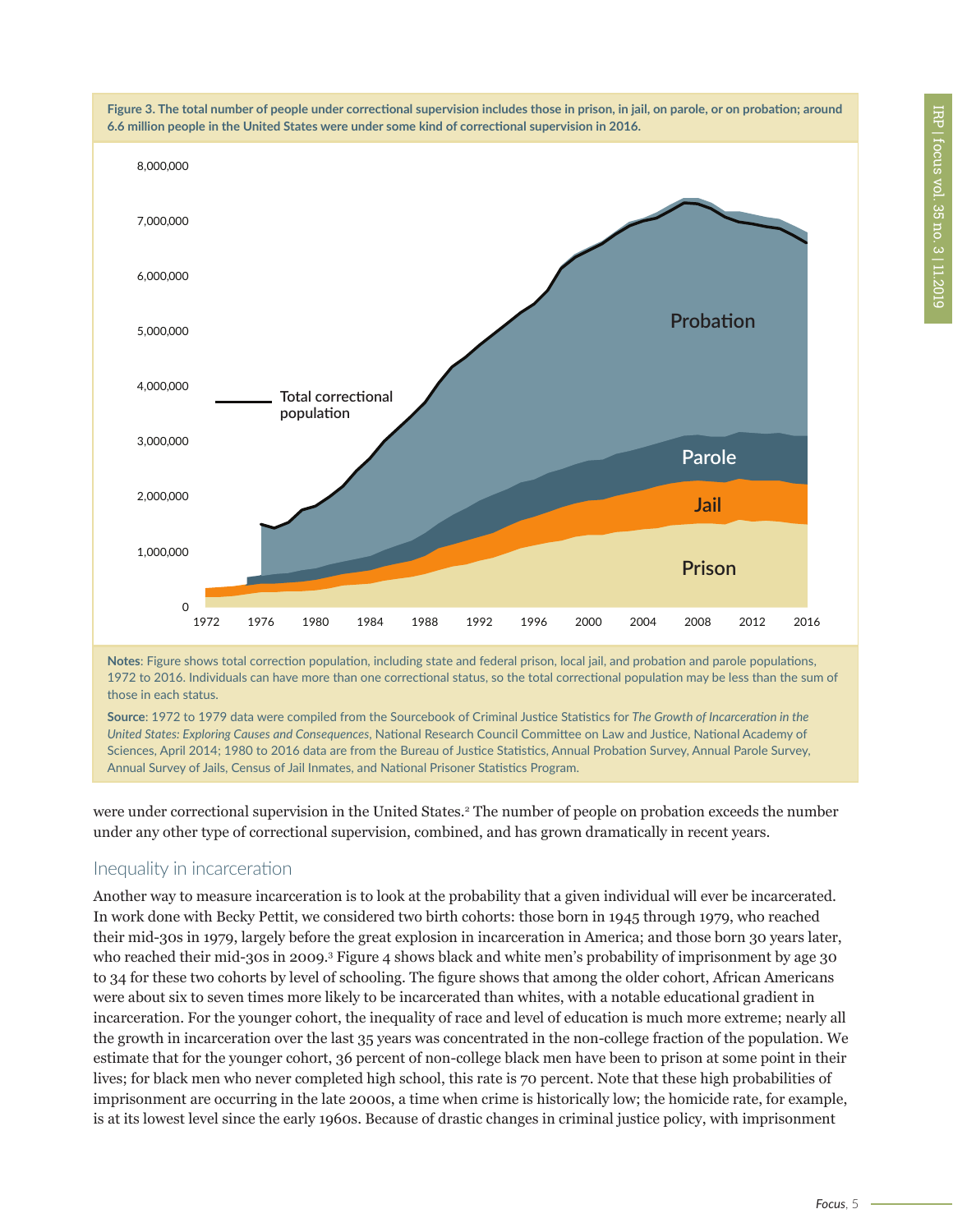**Figure 3. The total number of people under correctional supervision includes those in prison, in jail, on parole, or on probation; around 6.6 million people in the United States were under some kind of correctional supervision in 2016.**

**Notes**: Figure shows total correction population, including state and federal prison, local jail, and probation and parole populations, 1972 to 2016. Individuals can have more than one correctional status, so the total correctional population may be less than the sum of those in each status.

**Source**: 1972 to 1979 data were compiled from the Sourcebook of Criminal Justice Statistics for *The Growth of Incarceration in the United States: Exploring Causes and Consequences*, National Research Council Committee on Law and Justice, National Academy of Sciences, April 2014; 1980 to 2016 data are from the Bureau of Justice Statistics, Annual Probation Survey, Annual Parole Survey, Annual Survey of Jails, Census of Jail Inmates, and National Prisoner Statistics Program.

were under correctional supervision in the United States.[2] The number of people on probation exceeds the number under any other type of correctional supervision, combined, and has grown dramatically in recent years.

## Inequality in incarceration

Another way to measure incarceration is to look at the probability that a given individual will ever be incarcerated. In work done with Becky Pettit, we considered two birth cohorts: those born in 1945 through 1979, who reached their mid-30s in 1979, largely before the great explosion in incarceration in America; and those born 30 years later, who reached their mid-30s in 2009.[3] Figure 4 shows black and white men's probability of imprisonment by age 30 to 34 for these two cohorts by level of schooling. The figure shows that among the older cohort, African Americans were about six to seven times more likely to be incarcerated than whites, with a notable educational gradient in incarceration. For the younger cohort, the inequality of race and level of education is much more extreme; nearly all the growth in incarceration over the last 35 years was concentrated in the non-college fraction of the population. We estimate that for the younger cohort, 36 percent of non-college black men have been to prison at some point in their lives; for black men who never completed high school, this rate is 70 percent. Note that these high probabilities of imprisonment are occurring in the late 2000s, a time when crime is historically low; the homicide rate, for example, is at its lowest level since the early 1960s. Because of drastic changes in criminal justice policy, with imprisonment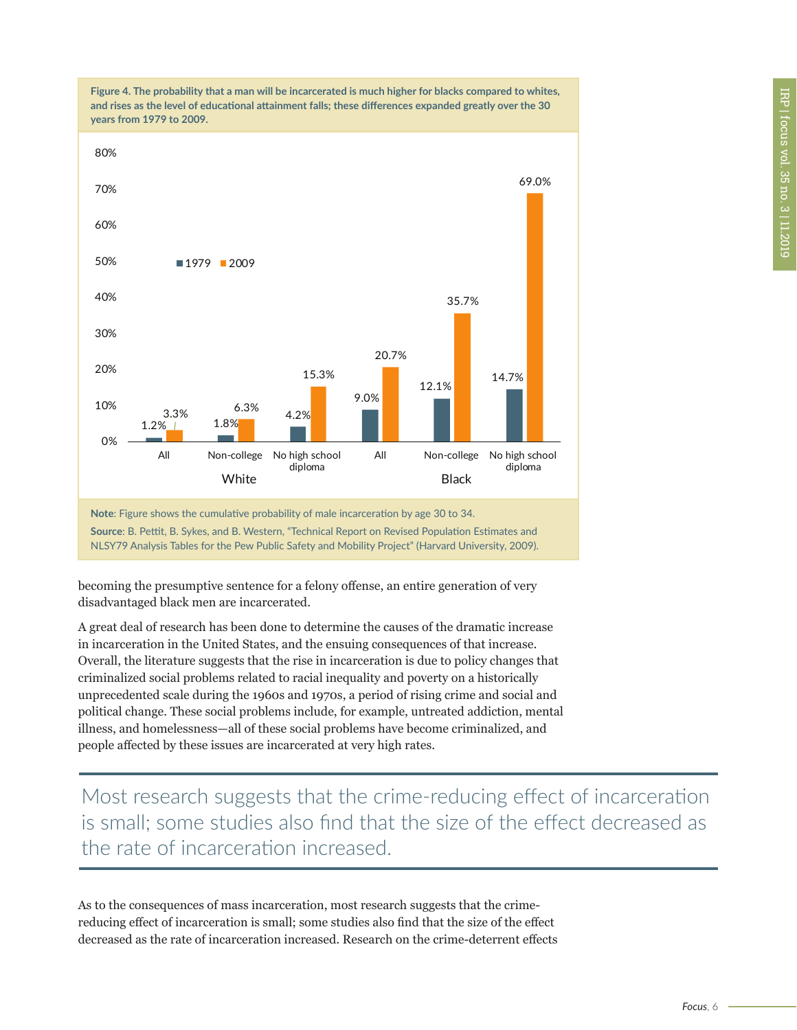**Figure 4. The probability that a man will be incarcerated is much higher for blacks compared to whites, and rises as the level of educational attainment falls; these differences expanded greatly over the 30 years from 1979 to 2009.**

| | | 1979 | 2009 |
|---|---|---|---|
| White | All | 1.2% | 3.3% |
| | Non-college | 1.8% | 6.3% |
| | No high school diploma | 4.2% | 15.3% |
| Black | All | 9.0% | 20.7% |
| | Non-college | 12.1% | 35.7% |
| | No high school diploma | 14.7% | 69.0% |

**Note**: Figure shows the cumulative probability of male incarceration by age 30 to 34.

**Source**: B. Pettit, B. Sykes, and B. Western, "Technical Report on Revised Population Estimates and NLSY79 Analysis Tables for the Pew Public Safety and Mobility Project" (Harvard University, 2009).

becoming the presumptive sentence for a felony offense, an entire generation of very disadvantaged black men are incarcerated.

A great deal of research has been done to determine the causes of the dramatic increase in incarceration in the United States, and the ensuing consequences of that increase. Overall, the literature suggests that the rise in incarceration is due to policy changes that criminalized social problems related to racial inequality and poverty on a historically unprecedented scale during the 1960s and 1970s, a period of rising crime and social and political change. These social problems include, for example, untreated addiction, mental illness, and homelessness—all of these social problems have become criminalized, and people affected by these issues are incarcerated at very high rates.

> Most research suggests that the crime-reducing effect of incarceration is small; some studies also find that the size of the effect decreased as the rate of incarceration increased.

As to the consequences of mass incarceration, most research suggests that the crime-reducing effect of incarceration is small; some studies also find that the size of the effect decreased as the rate of incarceration increased. Research on the crime-deterrent effects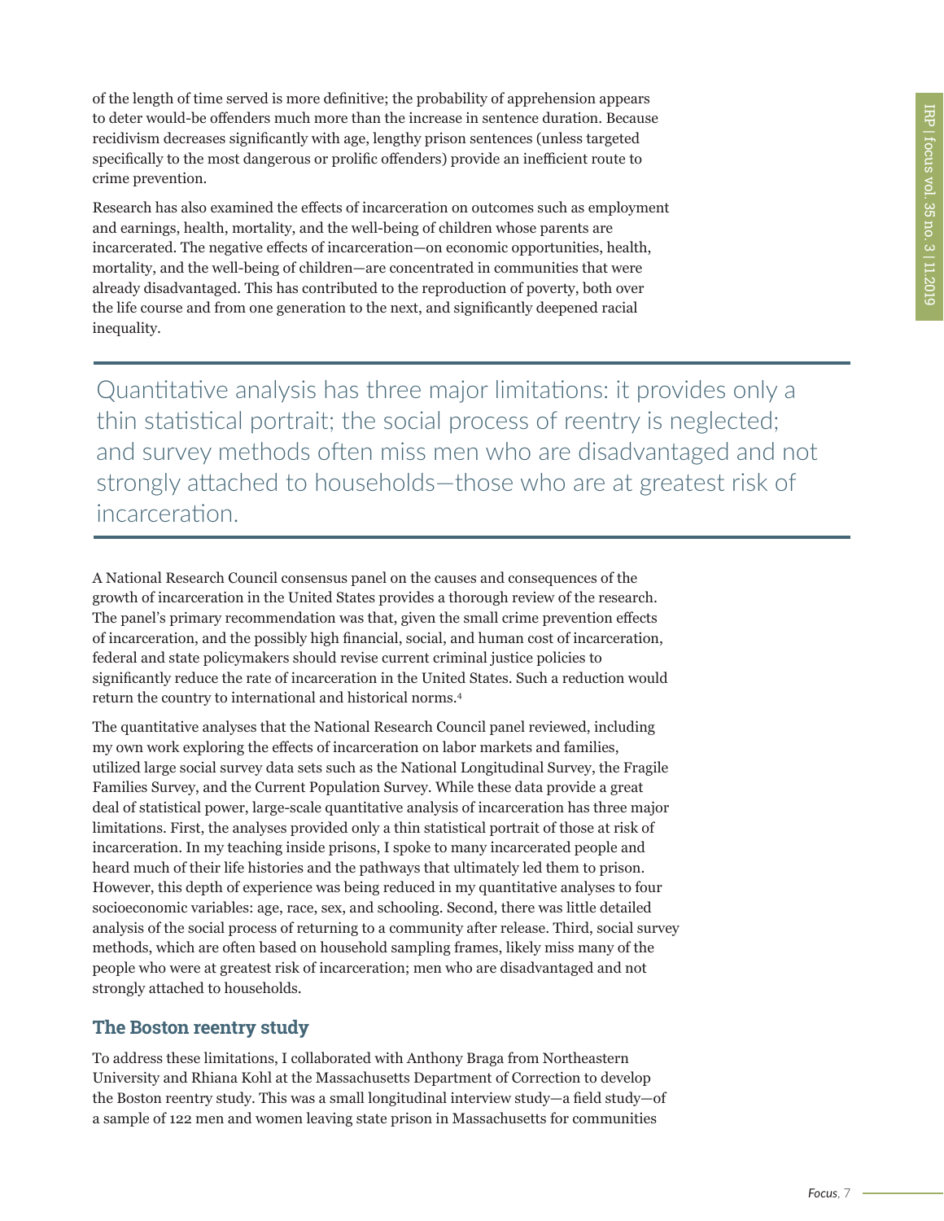of the length of time served is more definitive; the probability of apprehension appears to deter would-be offenders much more than the increase in sentence duration. Because recidivism decreases significantly with age, lengthy prison sentences (unless targeted specifically to the most dangerous or prolific offenders) provide an inefficient route to crime prevention.

Research has also examined the effects of incarceration on outcomes such as employment and earnings, health, mortality, and the well-being of children whose parents are incarcerated. The negative effects of incarceration—on economic opportunities, health, mortality, and the well-being of children—are concentrated in communities that were already disadvantaged. This has contributed to the reproduction of poverty, both over the life course and from one generation to the next, and significantly deepened racial inequality.

> Quantitative analysis has three major limitations: it provides only a thin statistical portrait; the social process of reentry is neglected; and survey methods often miss men who are disadvantaged and not strongly attached to households—those who are at greatest risk of incarceration.

A National Research Council consensus panel on the causes and consequences of the growth of incarceration in the United States provides a thorough review of the research. The panel's primary recommendation was that, given the small crime prevention effects of incarceration, and the possibly high financial, social, and human cost of incarceration, federal and state policymakers should revise current criminal justice policies to significantly reduce the rate of incarceration in the United States. Such a reduction would return the country to international and historical norms.[4]

The quantitative analyses that the National Research Council panel reviewed, including my own work exploring the effects of incarceration on labor markets and families, utilized large social survey data sets such as the National Longitudinal Survey, the Fragile Families Survey, and the Current Population Survey. While these data provide a great deal of statistical power, large-scale quantitative analysis of incarceration has three major limitations. First, the analyses provided only a thin statistical portrait of those at risk of incarceration. In my teaching inside prisons, I spoke to many incarcerated people and heard much of their life histories and the pathways that ultimately led them to prison. However, this depth of experience was being reduced in my quantitative analyses to four socioeconomic variables: age, race, sex, and schooling. Second, there was little detailed analysis of the social process of returning to a community after release. Third, social survey methods, which are often based on household sampling frames, likely miss many of the people who were at greatest risk of incarceration; men who are disadvantaged and not strongly attached to households.

## The Boston reentry study

To address these limitations, I collaborated with Anthony Braga from Northeastern University and Rhiana Kohl at the Massachusetts Department of Correction to develop the Boston reentry study. This was a small longitudinal interview study—a field study—of a sample of 122 men and women leaving state prison in Massachusetts for communities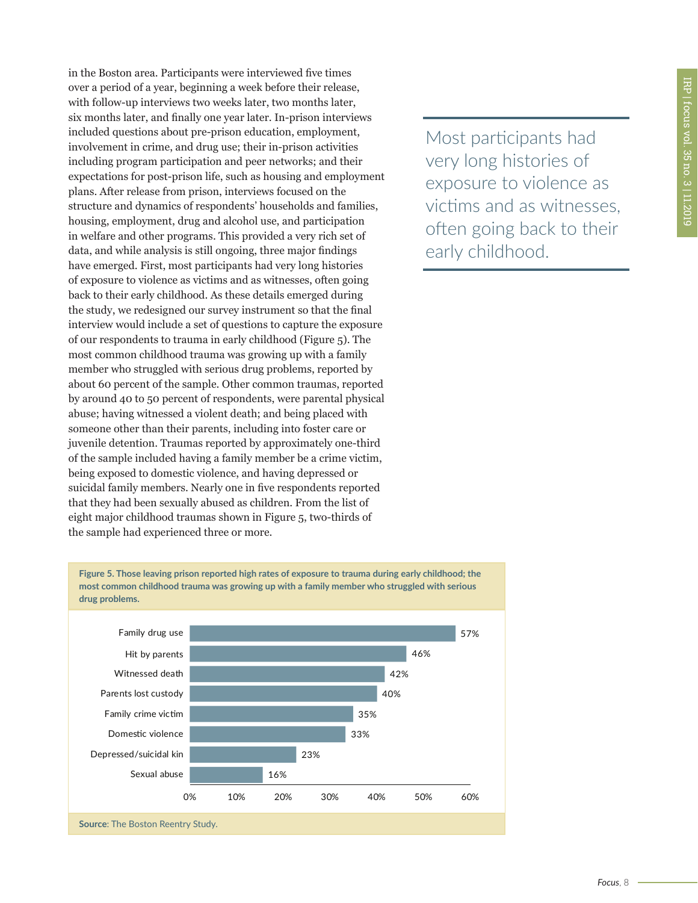in the Boston area. Participants were interviewed five times over a period of a year, beginning a week before their release, with follow-up interviews two weeks later, two months later, six months later, and finally one year later. In-prison interviews included questions about pre-prison education, employment, involvement in crime, and drug use; their in-prison activities including program participation and peer networks; and their expectations for post-prison life, such as housing and employment plans. After release from prison, interviews focused on the structure and dynamics of respondents' households and families, housing, employment, drug and alcohol use, and participation in welfare and other programs. This provided a very rich set of data, and while analysis is still ongoing, three major findings have emerged. First, most participants had very long histories of exposure to violence as victims and as witnesses, often going back to their early childhood. As these details emerged during the study, we redesigned our survey instrument so that the final interview would include a set of questions to capture the exposure of our respondents to trauma in early childhood (Figure 5). The most common childhood trauma was growing up with a family member who struggled with serious drug problems, reported by about 60 percent of the sample. Other common traumas, reported by around 40 to 50 percent of respondents, were parental physical abuse; having witnessed a violent death; and being placed with someone other than their parents, including into foster care or juvenile detention. Traumas reported by approximately one-third of the sample included having a family member be a crime victim, being exposed to domestic violence, and having depressed or suicidal family members. Nearly one in five respondents reported that they had been sexually abused as children. From the list of eight major childhood traumas shown in Figure 5, two-thirds of the sample had experienced three or more.

> Most participants had very long histories of exposure to violence as victims and as witnesses, often going back to their early childhood.

**Figure 5. Those leaving prison reported high rates of exposure to trauma during early childhood; the most common childhood trauma was growing up with a family member who struggled with serious drug problems.**

| Trauma | Percent |
| --- | --- |
| Family drug use | 57% |
| Hit by parents | 46% |
| Witnessed death | 42% |
| Parents lost custody | 40% |
| Family crime victim | 35% |
| Domestic violence | 33% |
| Depressed/suicidal kin | 23% |
| Sexual abuse | 16% |

**Source**: The Boston Reentry Study.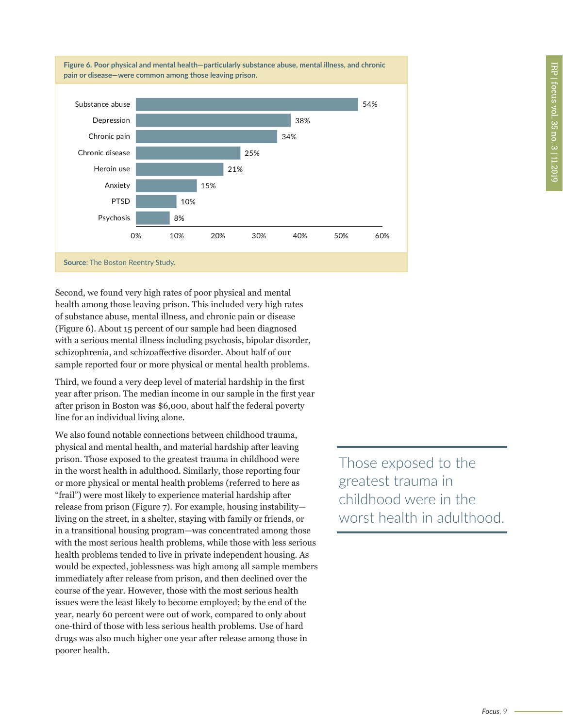**Figure 6. Poor physical and mental health—particularly substance abuse, mental illness, and chronic pain or disease—were common among those leaving prison.**

| Condition | Percent |
|---|---|
| Substance abuse | 54% |
| Depression | 38% |
| Chronic pain | 34% |
| Chronic disease | 25% |
| Heroin use | 21% |
| Anxiety | 15% |
| PTSD | 10% |
| Psychosis | 8% |

**Source**: The Boston Reentry Study.

Second, we found very high rates of poor physical and mental health among those leaving prison. This included very high rates of substance abuse, mental illness, and chronic pain or disease (Figure 6). About 15 percent of our sample had been diagnosed with a serious mental illness including psychosis, bipolar disorder, schizophrenia, and schizoaffective disorder. About half of our sample reported four or more physical or mental health problems.

Third, we found a very deep level of material hardship in the first year after prison. The median income in our sample in the first year after prison in Boston was $6,000, about half the federal poverty line for an individual living alone.

We also found notable connections between childhood trauma, physical and mental health, and material hardship after leaving prison. Those exposed to the greatest trauma in childhood were in the worst health in adulthood. Similarly, those reporting four or more physical or mental health problems (referred to here as "frail") were most likely to experience material hardship after release from prison (Figure 7). For example, housing instability—living on the street, in a shelter, staying with family or friends, or in a transitional housing program—was concentrated among those with the most serious health problems, while those with less serious health problems tended to live in private independent housing. As would be expected, joblessness was high among all sample members immediately after release from prison, and then declined over the course of the year. However, those with the most serious health issues were the least likely to become employed; by the end of the year, nearly 60 percent were out of work, compared to only about one-third of those with less serious health problems. Use of hard drugs was also much higher one year after release among those in poorer health.

> Those exposed to the greatest trauma in childhood were in the worst health in adulthood.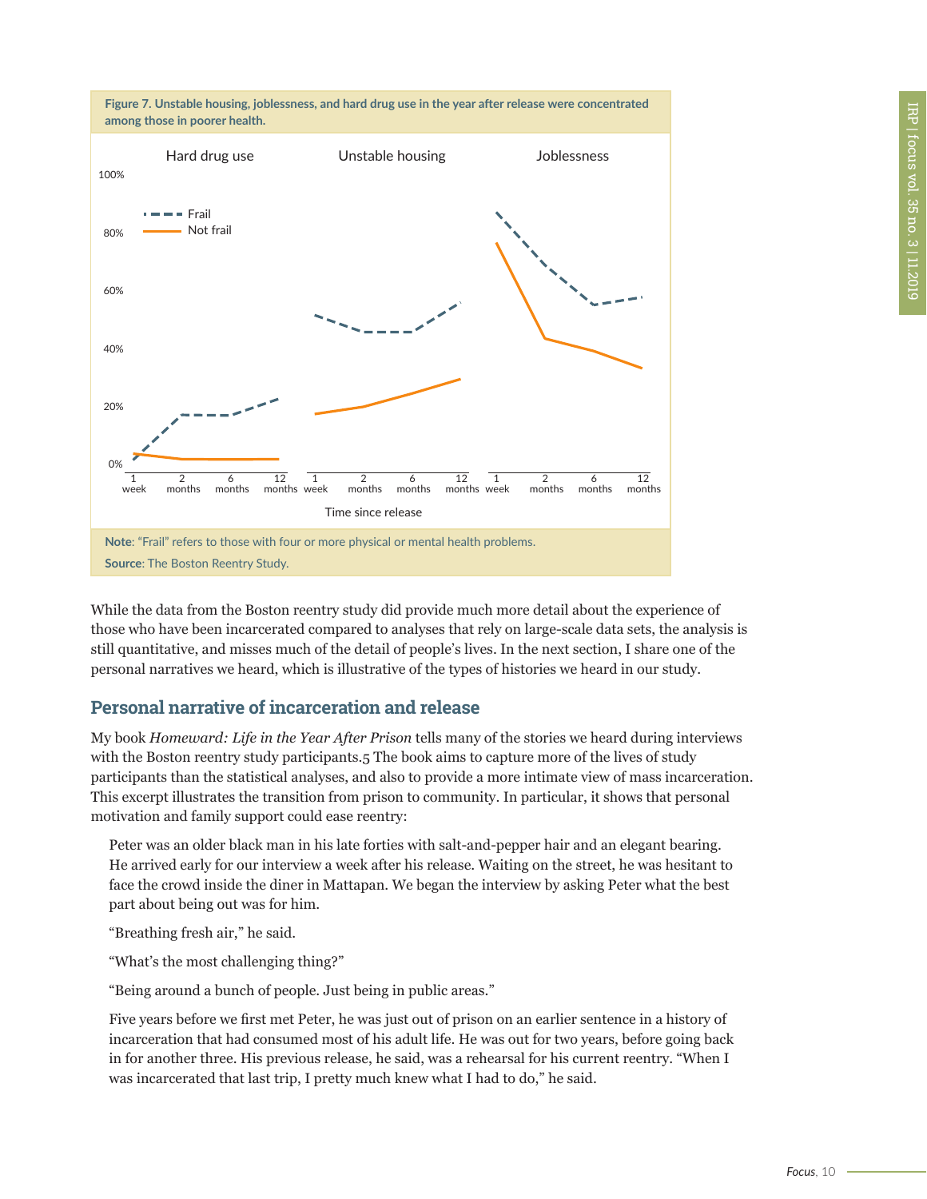**Figure 7. Unstable housing, joblessness, and hard drug use in the year after release were concentrated among those in poorer health.**

**Note**: "Frail" refers to those with four or more physical or mental health problems.

**Source**: The Boston Reentry Study.

While the data from the Boston reentry study did provide much more detail about the experience of those who have been incarcerated compared to analyses that rely on large-scale data sets, the analysis is still quantitative, and misses much of the detail of people's lives. In the next section, I share one of the personal narratives we heard, which is illustrative of the types of histories we heard in our study.

## Personal narrative of incarceration and release

My book *Homeward: Life in the Year After Prison* tells many of the stories we heard during interviews with the Boston reentry study participants.5 The book aims to capture more of the lives of study participants than the statistical analyses, and also to provide a more intimate view of mass incarceration. This excerpt illustrates the transition from prison to community. In particular, it shows that personal motivation and family support could ease reentry:

> Peter was an older black man in his late forties with salt-and-pepper hair and an elegant bearing. He arrived early for our interview a week after his release. Waiting on the street, he was hesitant to face the crowd inside the diner in Mattapan. We began the interview by asking Peter what the best part about being out was for him.
>
> "Breathing fresh air," he said.
>
> "What's the most challenging thing?"
>
> "Being around a bunch of people. Just being in public areas."
>
> Five years before we first met Peter, he was just out of prison on an earlier sentence in a history of incarceration that had consumed most of his adult life. He was out for two years, before going back in for another three. His previous release, he said, was a rehearsal for his current reentry. "When I was incarcerated that last trip, I pretty much knew what I had to do," he said.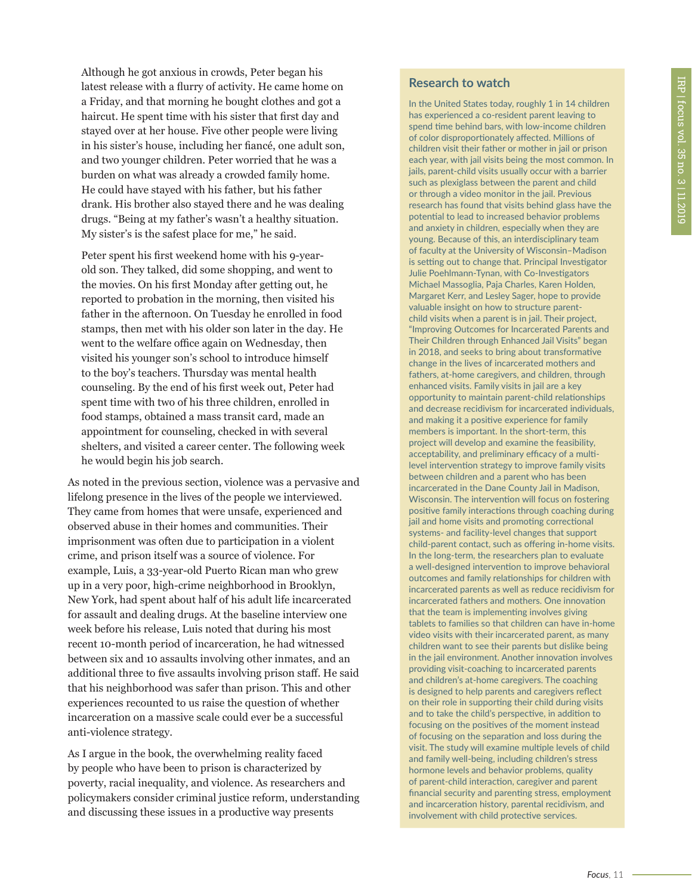Although he got anxious in crowds, Peter began his latest release with a flurry of activity. He came home on a Friday, and that morning he bought clothes and got a haircut. He spent time with his sister that first day and stayed over at her house. Five other people were living in his sister's house, including her fiancé, one adult son, and two younger children. Peter worried that he was a burden on what was already a crowded family home. He could have stayed with his father, but his father drank. His brother also stayed there and he was dealing drugs. "Being at my father's wasn't a healthy situation. My sister's is the safest place for me," he said.

Peter spent his first weekend home with his 9-year-old son. They talked, did some shopping, and went to the movies. On his first Monday after getting out, he reported to probation in the morning, then visited his father in the afternoon. On Tuesday he enrolled in food stamps, then met with his older son later in the day. He went to the welfare office again on Wednesday, then visited his younger son's school to introduce himself to the boy's teachers. Thursday was mental health counseling. By the end of his first week out, Peter had spent time with two of his three children, enrolled in food stamps, obtained a mass transit card, made an appointment for counseling, checked in with several shelters, and visited a career center. The following week he would begin his job search.

As noted in the previous section, violence was a pervasive and lifelong presence in the lives of the people we interviewed. They came from homes that were unsafe, experienced and observed abuse in their homes and communities. Their imprisonment was often due to participation in a violent crime, and prison itself was a source of violence. For example, Luis, a 33-year-old Puerto Rican man who grew up in a very poor, high-crime neighborhood in Brooklyn, New York, had spent about half of his adult life incarcerated for assault and dealing drugs. At the baseline interview one week before his release, Luis noted that during his most recent 10-month period of incarceration, he had witnessed between six and 10 assaults involving other inmates, and an additional three to five assaults involving prison staff. He said that his neighborhood was safer than prison. This and other experiences recounted to us raise the question of whether incarceration on a massive scale could ever be a successful anti-violence strategy.

As I argue in the book, the overwhelming reality faced by people who have been to prison is characterized by poverty, racial inequality, and violence. As researchers and policymakers consider criminal justice reform, understanding and discussing these issues in a productive way presents

## Research to watch

In the United States today, roughly 1 in 14 children has experienced a co-resident parent leaving to spend time behind bars, with low-income children of color disproportionately affected. Millions of children visit their father or mother in jail or prison each year, with jail visits being the most common. In jails, parent-child visits usually occur with a barrier such as plexiglass between the parent and child or through a video monitor in the jail. Previous research has found that visits behind glass have the potential to lead to increased behavior problems and anxiety in children, especially when they are young. Because of this, an interdisciplinary team of faculty at the University of Wisconsin–Madison is setting out to change that. Principal Investigator Julie Poehlmann-Tynan, with Co-Investigators Michael Massoglia, Paja Charles, Karen Holden, Margaret Kerr, and Lesley Sager, hope to provide valuable insight on how to structure parent-child visits when a parent is in jail. Their project, "Improving Outcomes for Incarcerated Parents and Their Children through Enhanced Jail Visits" began in 2018, and seeks to bring about transformative change in the lives of incarcerated mothers and fathers, at-home caregivers, and children, through enhanced visits. Family visits in jail are a key opportunity to maintain parent-child relationships and decrease recidivism for incarcerated individuals, and making it a positive experience for family members is important. In the short-term, this project will develop and examine the feasibility, acceptability, and preliminary efficacy of a multi-level intervention strategy to improve family visits between children and a parent who has been incarcerated in the Dane County Jail in Madison, Wisconsin. The intervention will focus on fostering positive family interactions through coaching during jail and home visits and promoting correctional systems- and facility-level changes that support child-parent contact, such as offering in-home visits. In the long-term, the researchers plan to evaluate a well-designed intervention to improve behavioral outcomes and family relationships for children with incarcerated parents as well as reduce recidivism for incarcerated fathers and mothers. One innovation that the team is implementing involves giving tablets to families so that children can have in-home video visits with their incarcerated parent, as many children want to see their parents but dislike being in the jail environment. Another innovation involves providing visit-coaching to incarcerated parents and children's at-home caregivers. The coaching is designed to help parents and caregivers reflect on their role in supporting their child during visits and to take the child's perspective, in addition to focusing on the positives of the moment instead of focusing on the separation and loss during the visit. The study will examine multiple levels of child and family well-being, including children's stress hormone levels and behavior problems, quality of parent-child interaction, caregiver and parent financial security and parenting stress, employment and incarceration history, parental recidivism, and involvement with child protective services.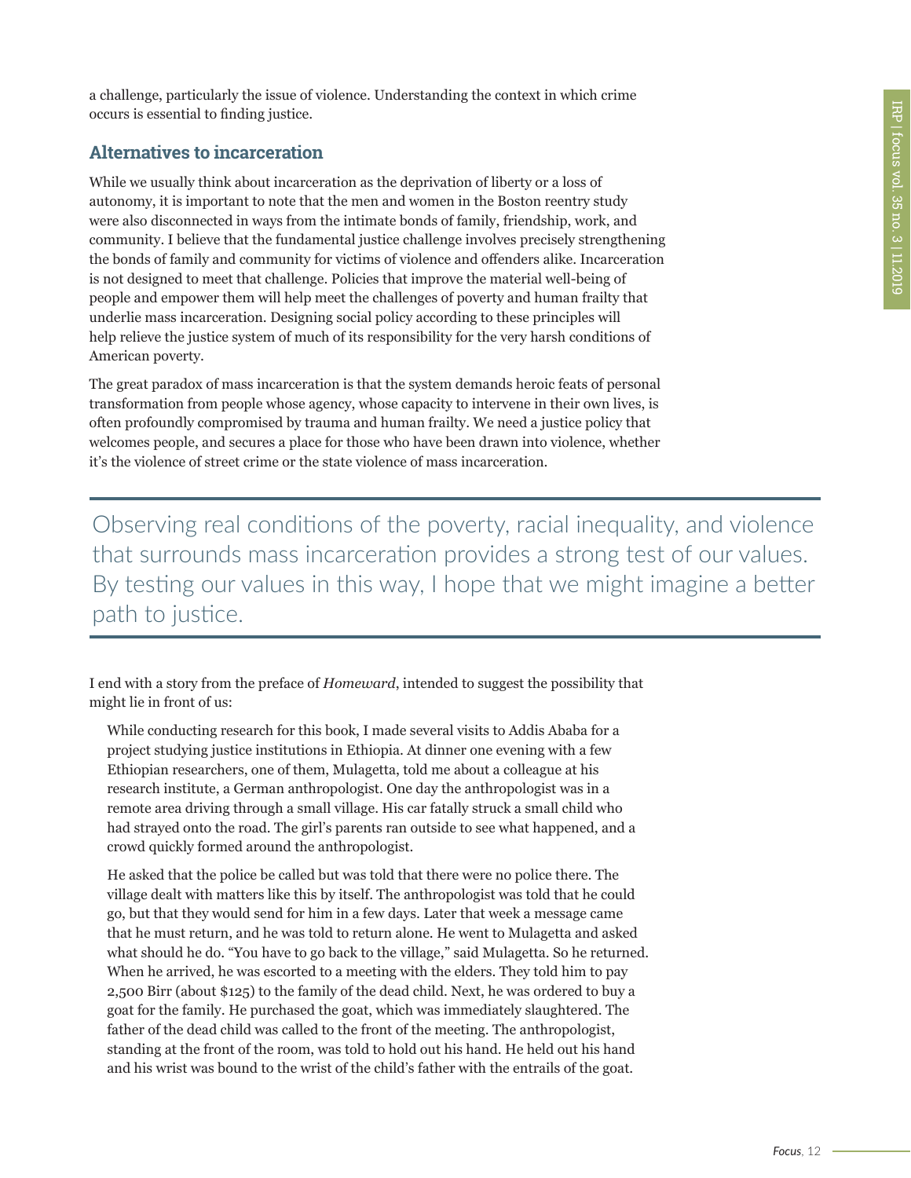a challenge, particularly the issue of violence. Understanding the context in which crime occurs is essential to finding justice.

## Alternatives to incarceration

While we usually think about incarceration as the deprivation of liberty or a loss of autonomy, it is important to note that the men and women in the Boston reentry study were also disconnected in ways from the intimate bonds of family, friendship, work, and community. I believe that the fundamental justice challenge involves precisely strengthening the bonds of family and community for victims of violence and offenders alike. Incarceration is not designed to meet that challenge. Policies that improve the material well-being of people and empower them will help meet the challenges of poverty and human frailty that underlie mass incarceration. Designing social policy according to these principles will help relieve the justice system of much of its responsibility for the very harsh conditions of American poverty.

The great paradox of mass incarceration is that the system demands heroic feats of personal transformation from people whose agency, whose capacity to intervene in their own lives, is often profoundly compromised by trauma and human frailty. We need a justice policy that welcomes people, and secures a place for those who have been drawn into violence, whether it's the violence of street crime or the state violence of mass incarceration.

> Observing real conditions of the poverty, racial inequality, and violence that surrounds mass incarceration provides a strong test of our values. By testing our values in this way, I hope that we might imagine a better path to justice.

I end with a story from the preface of *Homeward*, intended to suggest the possibility that might lie in front of us:

> While conducting research for this book, I made several visits to Addis Ababa for a project studying justice institutions in Ethiopia. At dinner one evening with a few Ethiopian researchers, one of them, Mulagetta, told me about a colleague at his research institute, a German anthropologist. One day the anthropologist was in a remote area driving through a small village. His car fatally struck a small child who had strayed onto the road. The girl's parents ran outside to see what happened, and a crowd quickly formed around the anthropologist.
>
> He asked that the police be called but was told that there were no police there. The village dealt with matters like this by itself. The anthropologist was told that he could go, but that they would send for him in a few days. Later that week a message came that he must return, and he was told to return alone. He went to Mulagetta and asked what should he do. "You have to go back to the village," said Mulagetta. So he returned. When he arrived, he was escorted to a meeting with the elders. They told him to pay 2,500 Birr (about $125) to the family of the dead child. Next, he was ordered to buy a goat for the family. He purchased the goat, which was immediately slaughtered. The father of the dead child was called to the front of the meeting. The anthropologist, standing at the front of the room, was told to hold out his hand. He held out his hand and his wrist was bound to the wrist of the child's father with the entrails of the goat.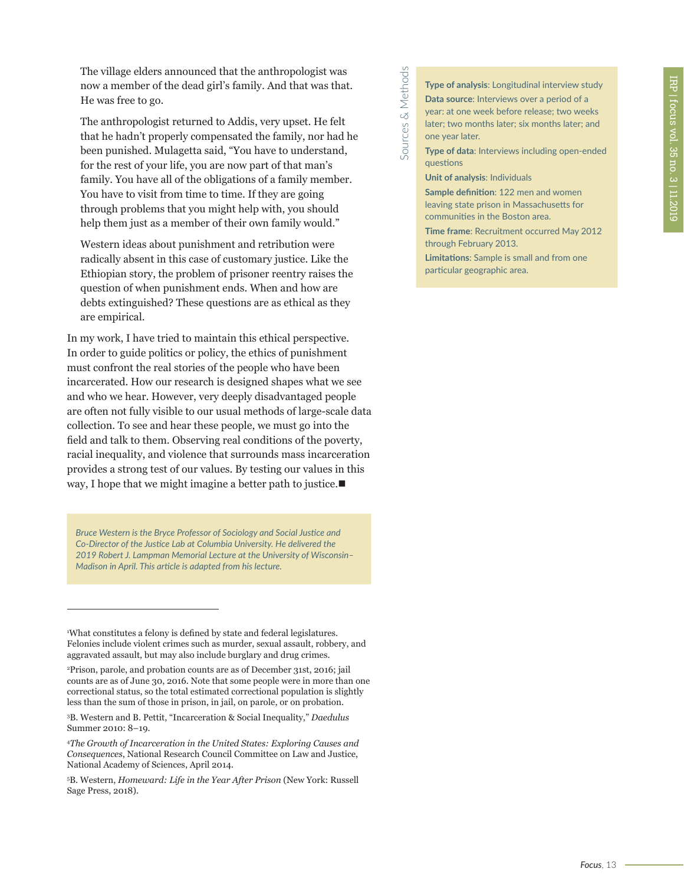The village elders announced that the anthropologist was now a member of the dead girl's family. And that was that. He was free to go.

The anthropologist returned to Addis, very upset. He felt that he hadn't properly compensated the family, nor had he been punished. Mulagetta said, "You have to understand, for the rest of your life, you are now part of that man's family. You have all of the obligations of a family member. You have to visit from time to time. If they are going through problems that you might help with, you should help them just as a member of their own family would."

Western ideas about punishment and retribution were radically absent in this case of customary justice. Like the Ethiopian story, the problem of prisoner reentry raises the question of when punishment ends. When and how are debts extinguished? These questions are as ethical as they are empirical.

In my work, I have tried to maintain this ethical perspective. In order to guide politics or policy, the ethics of punishment must confront the real stories of the people who have been incarcerated. How our research is designed shapes what we see and who we hear. However, very deeply disadvantaged people are often not fully visible to our usual methods of large-scale data collection. To see and hear these people, we must go into the field and talk to them. Observing real conditions of the poverty, racial inequality, and violence that surrounds mass incarceration provides a strong test of our values. By testing our values in this way, I hope that we might imagine a better path to justice.■

*Bruce Western is the Bryce Professor of Sociology and Social Justice and Co-Director of the Justice Lab at Columbia University. He delivered the 2019 Robert J. Lampman Memorial Lecture at the University of Wisconsin–Madison in April. This article is adapted from his lecture.*

### Sources & Methods

**Type of analysis**: Longitudinal interview study

**Data source**: Interviews over a period of a year: at one week before release; two weeks later; two months later; six months later; and one year later.

**Type of data**: Interviews including open-ended questions

**Unit of analysis**: Individuals

**Sample definition**: 122 men and women leaving state prison in Massachusetts for communities in the Boston area.

**Time frame**: Recruitment occurred May 2012 through February 2013.

**Limitations**: Sample is small and from one particular geographic area.

---

[1]What constitutes a felony is defined by state and federal legislatures. Felonies include violent crimes such as murder, sexual assault, robbery, and aggravated assault, but may also include burglary and drug crimes.

[2]Prison, parole, and probation counts are as of December 31st, 2016; jail counts are as of June 30, 2016. Note that some people were in more than one correctional status, so the total estimated correctional population is slightly less than the sum of those in prison, in jail, on parole, or on probation.

[3]B. Western and B. Pettit, "Incarceration & Social Inequality," *Daedulus* Summer 2010: 8–19.

[4]*The Growth of Incarceration in the United States: Exploring Causes and Consequences*, National Research Council Committee on Law and Justice, National Academy of Sciences, April 2014.

[5]B. Western, *Homeward: Life in the Year After Prison* (New York: Russell Sage Press, 2018).